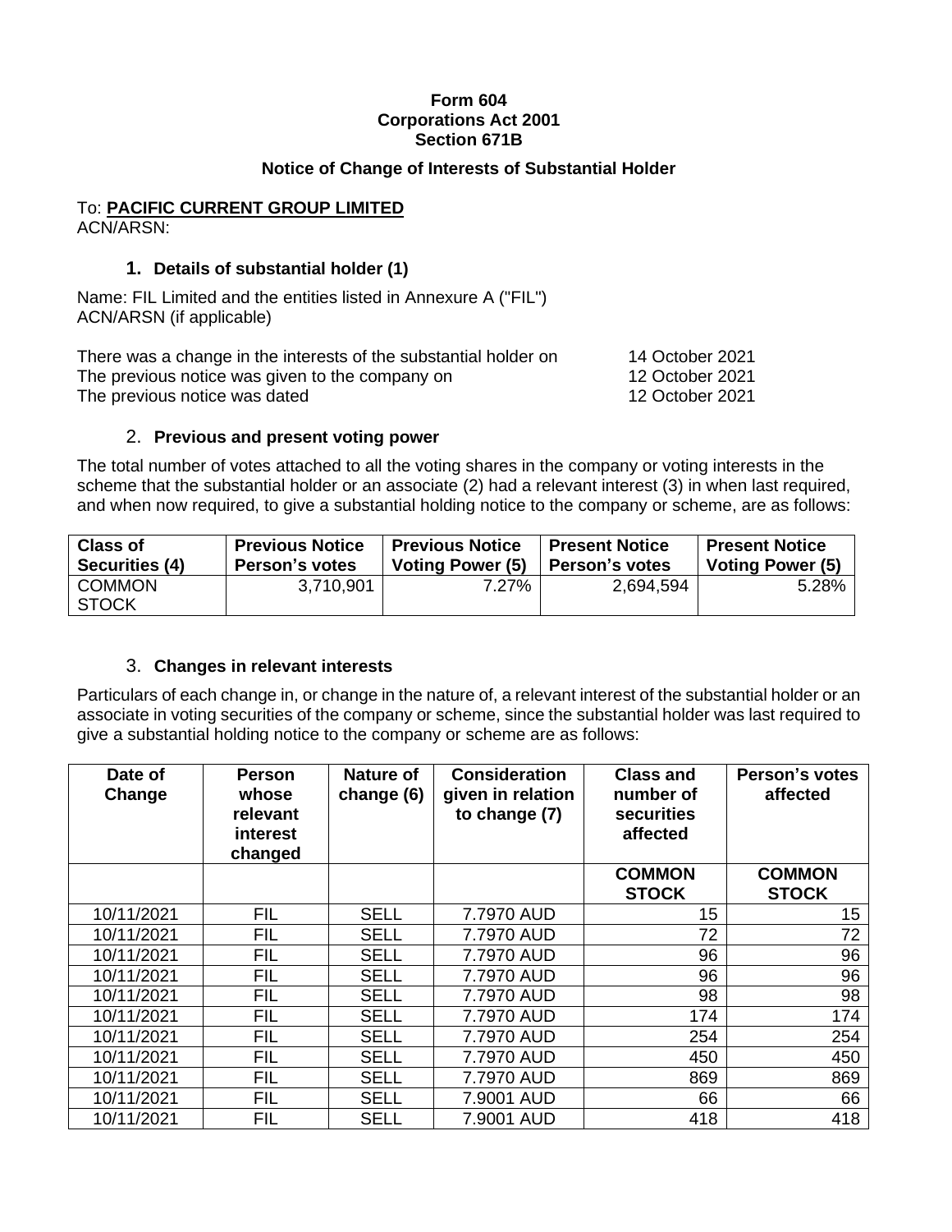**Form 604**
**Corporations Act 2001**
**Section 671B**

## Notice of Change of Interests of Substantial Holder

To: **PACIFIC CURRENT GROUP LIMITED**
ACN/ARSN:

### 1. Details of substantial holder (1)

Name: FIL Limited and the entities listed in Annexure A ("FIL")
ACN/ARSN (if applicable)

| | |
|---|---|
| There was a change in the interests of the substantial holder on | 14 October 2021 |
| The previous notice was given to the company on | 12 October 2021 |
| The previous notice was dated | 12 October 2021 |

### 2. Previous and present voting power

The total number of votes attached to all the voting shares in the company or voting interests in the scheme that the substantial holder or an associate (2) had a relevant interest (3) in when last required, and when now required, to give a substantial holding notice to the company or scheme, are as follows:

| Class of Securities (4) | Previous Notice Person's votes | Previous Notice Voting Power (5) | Present Notice Person's votes | Present Notice Voting Power (5) |
|---|---|---|---|---|
| COMMON STOCK | 3,710,901 | 7.27% | 2,694,594 | 5.28% |

### 3. Changes in relevant interests

Particulars of each change in, or change in the nature of, a relevant interest of the substantial holder or an associate in voting securities of the company or scheme, since the substantial holder was last required to give a substantial holding notice to the company or scheme are as follows:

| Date of Change | Person whose relevant interest changed | Nature of change (6) | Consideration given in relation to change (7) | Class and number of securities affected | Person's votes affected |
|---|---|---|---|---|---|
| | | | | COMMON STOCK | COMMON STOCK |
| 10/11/2021 | FIL | SELL | 7.7970 AUD | 15 | 15 |
| 10/11/2021 | FIL | SELL | 7.7970 AUD | 72 | 72 |
| 10/11/2021 | FIL | SELL | 7.7970 AUD | 96 | 96 |
| 10/11/2021 | FIL | SELL | 7.7970 AUD | 96 | 96 |
| 10/11/2021 | FIL | SELL | 7.7970 AUD | 98 | 98 |
| 10/11/2021 | FIL | SELL | 7.7970 AUD | 174 | 174 |
| 10/11/2021 | FIL | SELL | 7.7970 AUD | 254 | 254 |
| 10/11/2021 | FIL | SELL | 7.7970 AUD | 450 | 450 |
| 10/11/2021 | FIL | SELL | 7.7970 AUD | 869 | 869 |
| 10/11/2021 | FIL | SELL | 7.9001 AUD | 66 | 66 |
| 10/11/2021 | FIL | SELL | 7.9001 AUD | 418 | 418 |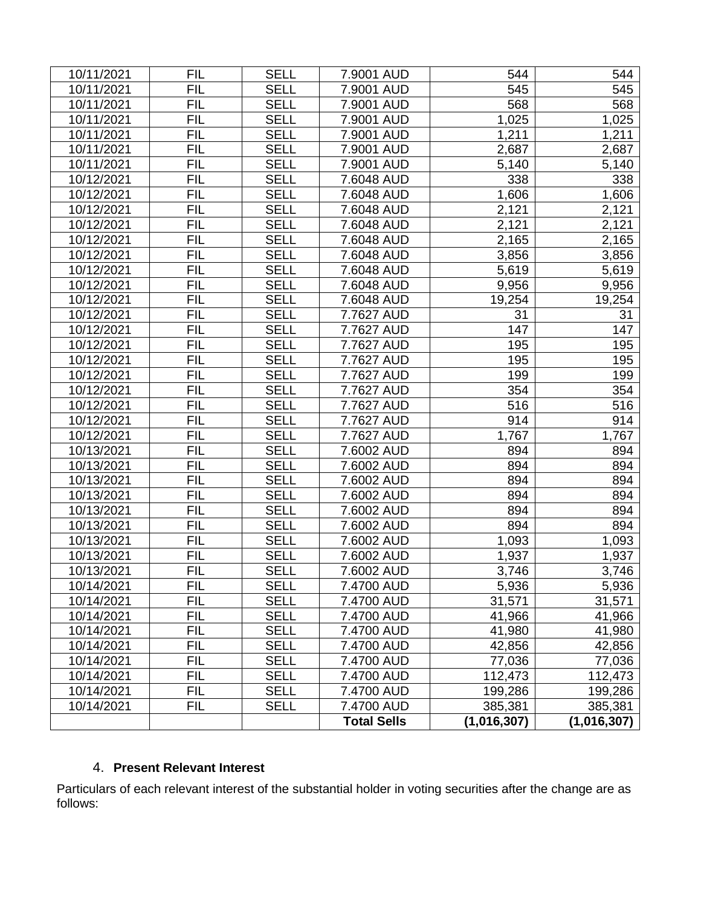| | | | | | |
|---|---|---|---|---|---|
| 10/11/2021 | FIL | SELL | 7.9001 AUD | 544 | 544 |
| 10/11/2021 | FIL | SELL | 7.9001 AUD | 545 | 545 |
| 10/11/2021 | FIL | SELL | 7.9001 AUD | 568 | 568 |
| 10/11/2021 | FIL | SELL | 7.9001 AUD | 1,025 | 1,025 |
| 10/11/2021 | FIL | SELL | 7.9001 AUD | 1,211 | 1,211 |
| 10/11/2021 | FIL | SELL | 7.9001 AUD | 2,687 | 2,687 |
| 10/11/2021 | FIL | SELL | 7.9001 AUD | 5,140 | 5,140 |
| 10/12/2021 | FIL | SELL | 7.6048 AUD | 338 | 338 |
| 10/12/2021 | FIL | SELL | 7.6048 AUD | 1,606 | 1,606 |
| 10/12/2021 | FIL | SELL | 7.6048 AUD | 2,121 | 2,121 |
| 10/12/2021 | FIL | SELL | 7.6048 AUD | 2,121 | 2,121 |
| 10/12/2021 | FIL | SELL | 7.6048 AUD | 2,165 | 2,165 |
| 10/12/2021 | FIL | SELL | 7.6048 AUD | 3,856 | 3,856 |
| 10/12/2021 | FIL | SELL | 7.6048 AUD | 5,619 | 5,619 |
| 10/12/2021 | FIL | SELL | 7.6048 AUD | 9,956 | 9,956 |
| 10/12/2021 | FIL | SELL | 7.6048 AUD | 19,254 | 19,254 |
| 10/12/2021 | FIL | SELL | 7.7627 AUD | 31 | 31 |
| 10/12/2021 | FIL | SELL | 7.7627 AUD | 147 | 147 |
| 10/12/2021 | FIL | SELL | 7.7627 AUD | 195 | 195 |
| 10/12/2021 | FIL | SELL | 7.7627 AUD | 195 | 195 |
| 10/12/2021 | FIL | SELL | 7.7627 AUD | 199 | 199 |
| 10/12/2021 | FIL | SELL | 7.7627 AUD | 354 | 354 |
| 10/12/2021 | FIL | SELL | 7.7627 AUD | 516 | 516 |
| 10/12/2021 | FIL | SELL | 7.7627 AUD | 914 | 914 |
| 10/12/2021 | FIL | SELL | 7.7627 AUD | 1,767 | 1,767 |
| 10/13/2021 | FIL | SELL | 7.6002 AUD | 894 | 894 |
| 10/13/2021 | FIL | SELL | 7.6002 AUD | 894 | 894 |
| 10/13/2021 | FIL | SELL | 7.6002 AUD | 894 | 894 |
| 10/13/2021 | FIL | SELL | 7.6002 AUD | 894 | 894 |
| 10/13/2021 | FIL | SELL | 7.6002 AUD | 894 | 894 |
| 10/13/2021 | FIL | SELL | 7.6002 AUD | 894 | 894 |
| 10/13/2021 | FIL | SELL | 7.6002 AUD | 1,093 | 1,093 |
| 10/13/2021 | FIL | SELL | 7.6002 AUD | 1,937 | 1,937 |
| 10/13/2021 | FIL | SELL | 7.6002 AUD | 3,746 | 3,746 |
| 10/14/2021 | FIL | SELL | 7.4700 AUD | 5,936 | 5,936 |
| 10/14/2021 | FIL | SELL | 7.4700 AUD | 31,571 | 31,571 |
| 10/14/2021 | FIL | SELL | 7.4700 AUD | 41,966 | 41,966 |
| 10/14/2021 | FIL | SELL | 7.4700 AUD | 41,980 | 41,980 |
| 10/14/2021 | FIL | SELL | 7.4700 AUD | 42,856 | 42,856 |
| 10/14/2021 | FIL | SELL | 7.4700 AUD | 77,036 | 77,036 |
| 10/14/2021 | FIL | SELL | 7.4700 AUD | 112,473 | 112,473 |
| 10/14/2021 | FIL | SELL | 7.4700 AUD | 199,286 | 199,286 |
| 10/14/2021 | FIL | SELL | 7.4700 AUD | 385,381 | 385,381 |
| | | | **Total Sells** | **(1,016,307)** | **(1,016,307)** |

4. **Present Relevant Interest**

Particulars of each relevant interest of the substantial holder in voting securities after the change are as follows: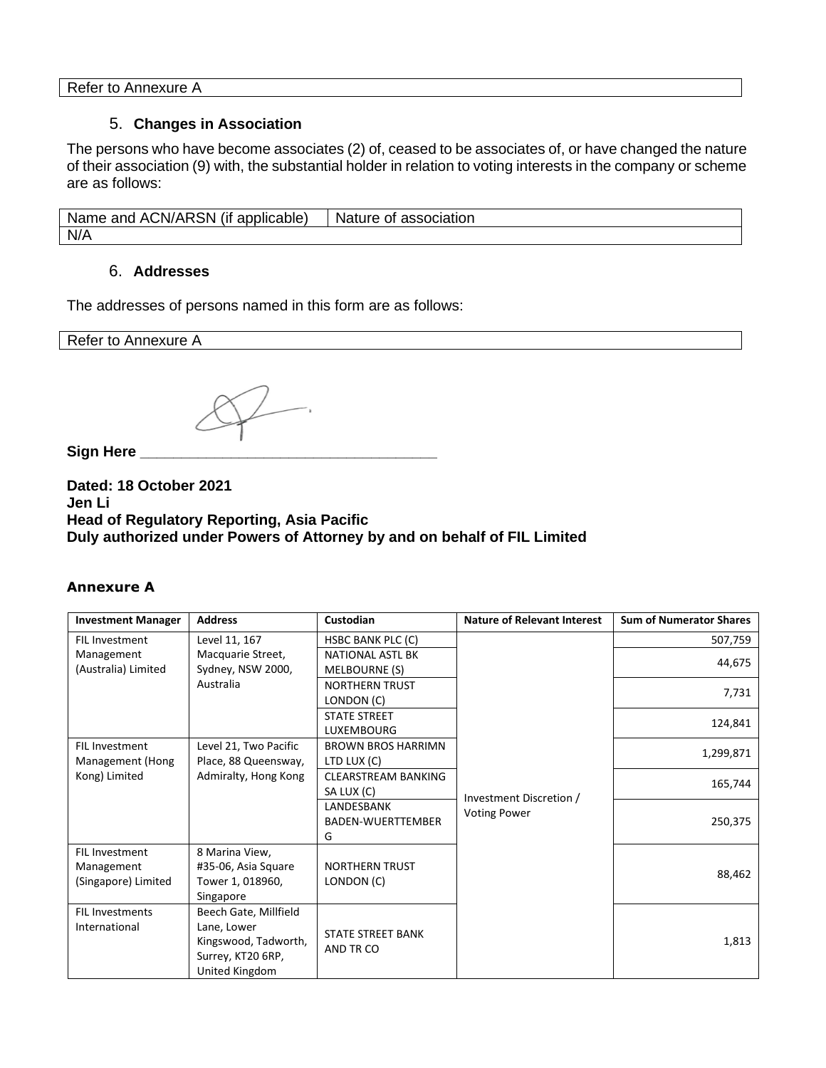Refer to Annexure A

## 5. Changes in Association

The persons who have become associates (2) of, ceased to be associates of, or have changed the nature of their association (9) with, the substantial holder in relation to voting interests in the company or scheme are as follows:

| Name and ACN/ARSN (if applicable) | Nature of association |
|---|---|
| N/A | |

## 6. Addresses

The addresses of persons named in this form are as follows:

Refer to Annexure A

**Sign Here** ____________________________________

**Dated: 18 October 2021**
**Jen Li**
**Head of Regulatory Reporting, Asia Pacific**
**Duly authorized under Powers of Attorney by and on behalf of FIL Limited**

### Annexure A

| Investment Manager | Address | Custodian | Nature of Relevant Interest | Sum of Numerator Shares |
|---|---|---|---|---|
| FIL Investment Management (Australia) Limited | Level 11, 167 Macquarie Street, Sydney, NSW 2000, Australia | HSBC BANK PLC (C) | Investment Discretion / Voting Power | 507,759 |
| | | NATIONAL ASTL BK MELBOURNE (S) | | 44,675 |
| | | NORTHERN TRUST LONDON (C) | | 7,731 |
| | | STATE STREET LUXEMBOURG | | 124,841 |
| FIL Investment Management (Hong Kong) Limited | Level 21, Two Pacific Place, 88 Queensway, Admiralty, Hong Kong | BROWN BROS HARRIMN LTD LUX (C) | | 1,299,871 |
| | | CLEARSTREAM BANKING SA LUX (C) | | 165,744 |
| | | LANDESBANK BADEN-WUERTTEMBERG | | 250,375 |
| FIL Investment Management (Singapore) Limited | 8 Marina View, #35-06, Asia Square Tower 1, 018960, Singapore | NORTHERN TRUST LONDON (C) | | 88,462 |
| FIL Investments International | Beech Gate, Millfield Lane, Lower Kingswood, Tadworth, Surrey, KT20 6RP, United Kingdom | STATE STREET BANK AND TR CO | | 1,813 |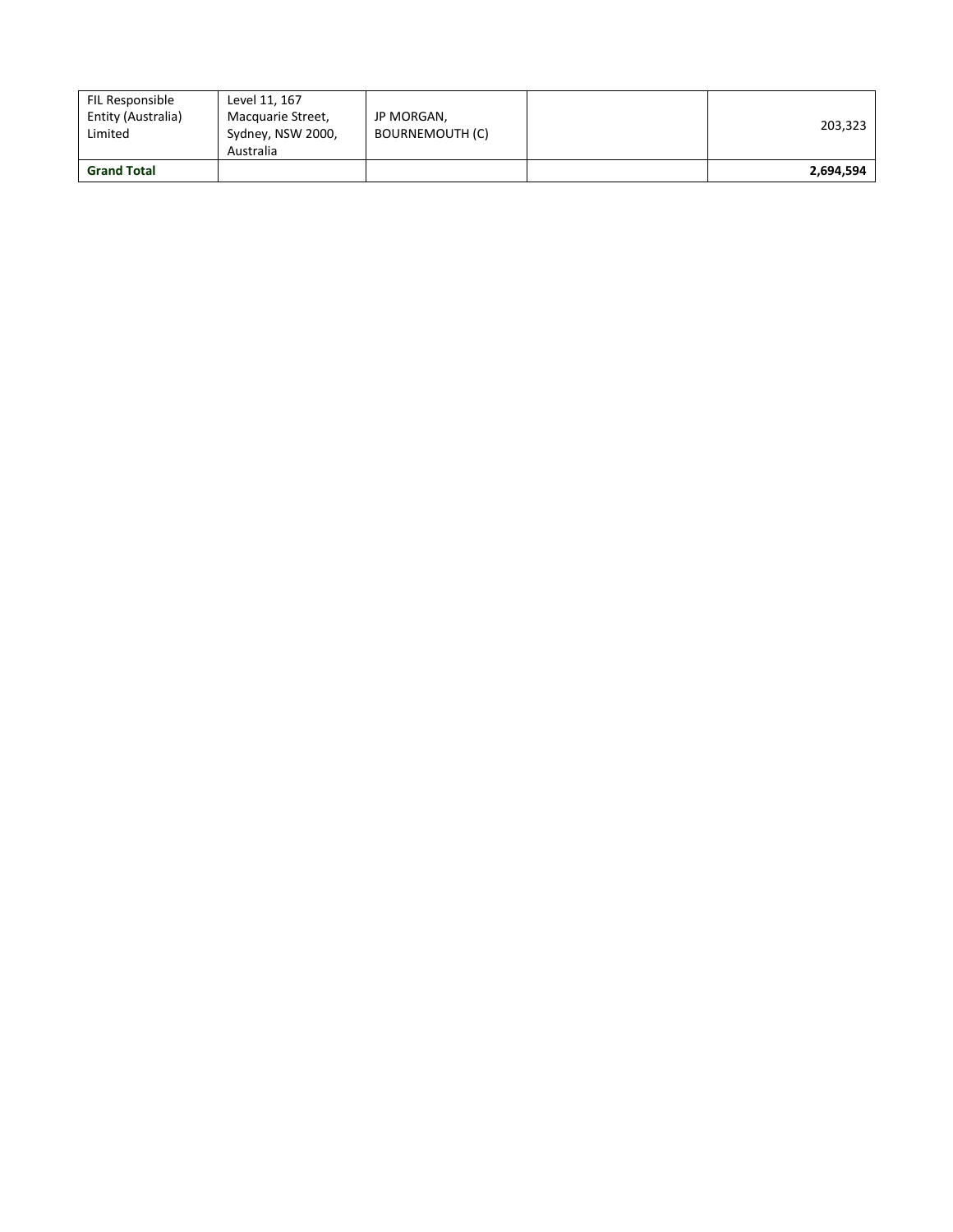| | | | | |
|---|---|---|---|---|
| FIL Responsible Entity (Australia) Limited | Level 11, 167 Macquarie Street, Sydney, NSW 2000, Australia | JP MORGAN, BOURNEMOUTH (C) | | 203,323 |
| **Grand Total** | | | | **2,694,594** |